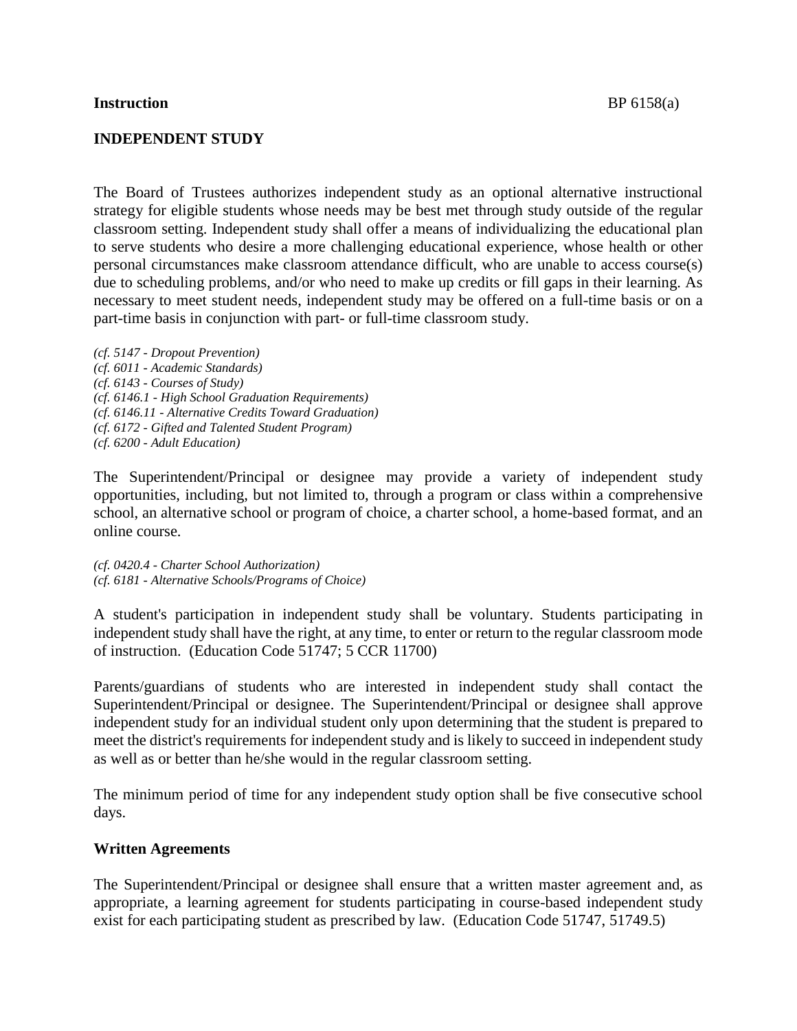**Instruction** BP 6158(a)

# INDEPENDENT STUDY

The Board of Trustees authorizes independent study as an optional alternative instructional strategy for eligible students whose needs may be best met through study outside of the regular classroom setting. Independent study shall offer a means of individualizing the educational plan to serve students who desire a more challenging educational experience, whose health or other personal circumstances make classroom attendance difficult, who are unable to access course(s) due to scheduling problems, and/or who need to make up credits or fill gaps in their learning. As necessary to meet student needs, independent study may be offered on a full-time basis or on a part-time basis in conjunction with part- or full-time classroom study.

*(cf. 5147 - Dropout Prevention)*
*(cf. 6011 - Academic Standards)*
*(cf. 6143 - Courses of Study)*
*(cf. 6146.1 - High School Graduation Requirements)*
*(cf. 6146.11 - Alternative Credits Toward Graduation)*
*(cf. 6172 - Gifted and Talented Student Program)*
*(cf. 6200 - Adult Education)*

The Superintendent/Principal or designee may provide a variety of independent study opportunities, including, but not limited to, through a program or class within a comprehensive school, an alternative school or program of choice, a charter school, a home-based format, and an online course.

*(cf. 0420.4 - Charter School Authorization)*
*(cf. 6181 - Alternative Schools/Programs of Choice)*

A student's participation in independent study shall be voluntary. Students participating in independent study shall have the right, at any time, to enter or return to the regular classroom mode of instruction. (Education Code 51747; 5 CCR 11700)

Parents/guardians of students who are interested in independent study shall contact the Superintendent/Principal or designee. The Superintendent/Principal or designee shall approve independent study for an individual student only upon determining that the student is prepared to meet the district's requirements for independent study and is likely to succeed in independent study as well as or better than he/she would in the regular classroom setting.

The minimum period of time for any independent study option shall be five consecutive school days.

## Written Agreements

The Superintendent/Principal or designee shall ensure that a written master agreement and, as appropriate, a learning agreement for students participating in course-based independent study exist for each participating student as prescribed by law. (Education Code 51747, 51749.5)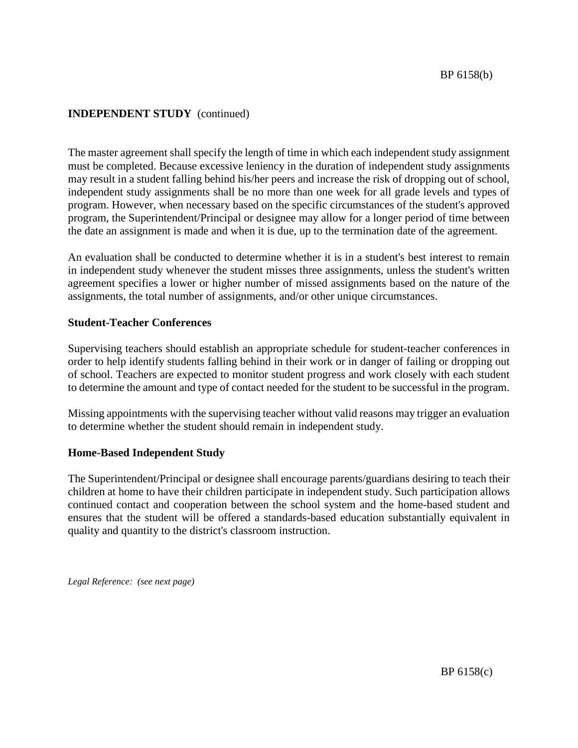**INDEPENDENT STUDY** (continued)

The master agreement shall specify the length of time in which each independent study assignment must be completed. Because excessive leniency in the duration of independent study assignments may result in a student falling behind his/her peers and increase the risk of dropping out of school, independent study assignments shall be no more than one week for all grade levels and types of program. However, when necessary based on the specific circumstances of the student's approved program, the Superintendent/Principal or designee may allow for a longer period of time between the date an assignment is made and when it is due, up to the termination date of the agreement.

An evaluation shall be conducted to determine whether it is in a student's best interest to remain in independent study whenever the student misses three assignments, unless the student's written agreement specifies a lower or higher number of missed assignments based on the nature of the assignments, the total number of assignments, and/or other unique circumstances.

**Student-Teacher Conferences**

Supervising teachers should establish an appropriate schedule for student-teacher conferences in order to help identify students falling behind in their work or in danger of failing or dropping out of school. Teachers are expected to monitor student progress and work closely with each student to determine the amount and type of contact needed for the student to be successful in the program.

Missing appointments with the supervising teacher without valid reasons may trigger an evaluation to determine whether the student should remain in independent study.

**Home-Based Independent Study**

The Superintendent/Principal or designee shall encourage parents/guardians desiring to teach their children at home to have their children participate in independent study. Such participation allows continued contact and cooperation between the school system and the home-based student and ensures that the student will be offered a standards-based education substantially equivalent in quality and quantity to the district's classroom instruction.

*Legal Reference: (see next page)*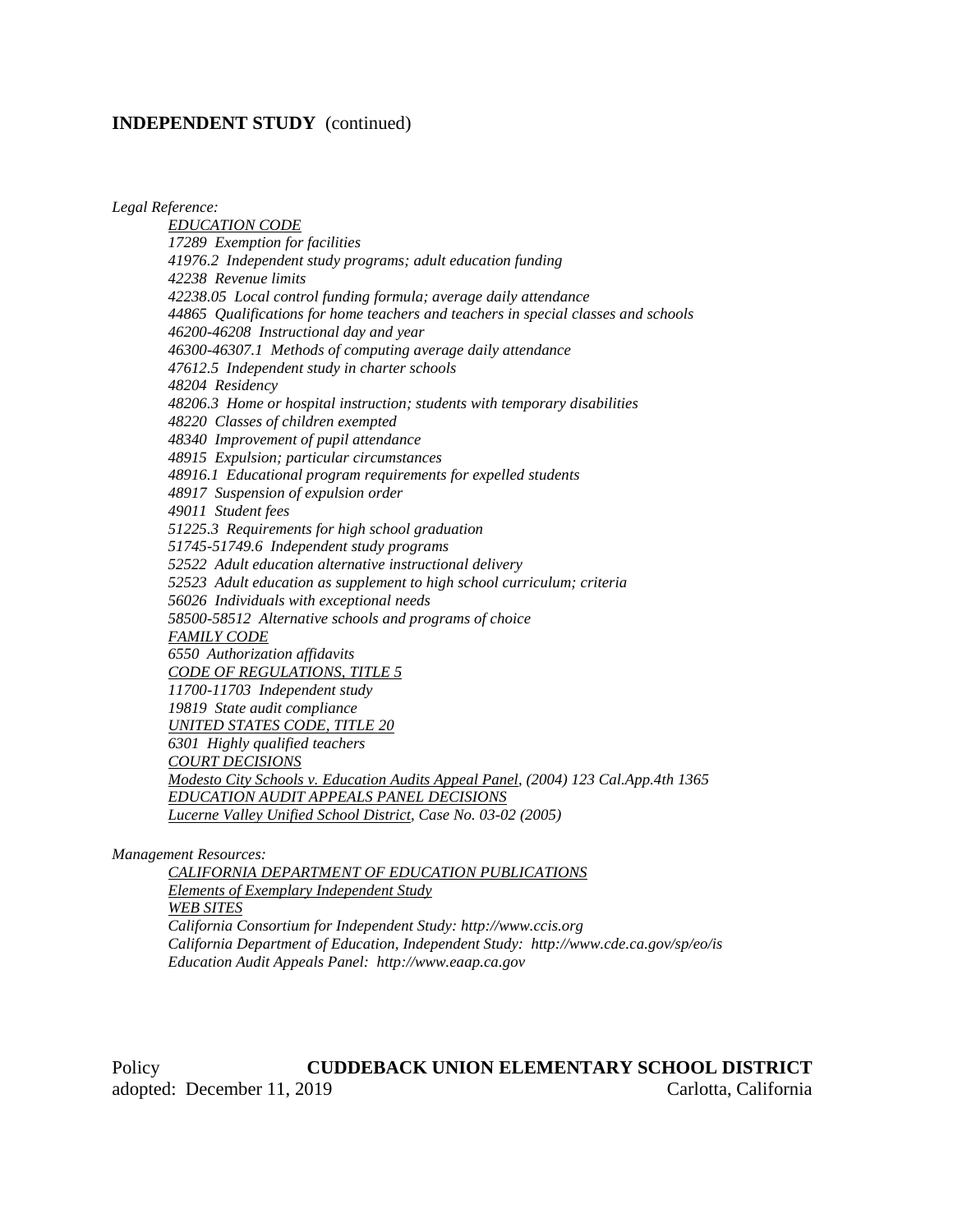## INDEPENDENT STUDY (continued)

*Legal Reference:*

*EDUCATION CODE*
*17289 Exemption for facilities*
*41976.2 Independent study programs; adult education funding*
*42238 Revenue limits*
*42238.05 Local control funding formula; average daily attendance*
*44865 Qualifications for home teachers and teachers in special classes and schools*
*46200-46208 Instructional day and year*
*46300-46307.1 Methods of computing average daily attendance*
*47612.5 Independent study in charter schools*
*48204 Residency*
*48206.3 Home or hospital instruction; students with temporary disabilities*
*48220 Classes of children exempted*
*48340 Improvement of pupil attendance*
*48915 Expulsion; particular circumstances*
*48916.1 Educational program requirements for expelled students*
*48917 Suspension of expulsion order*
*49011 Student fees*
*51225.3 Requirements for high school graduation*
*51745-51749.6 Independent study programs*
*52522 Adult education alternative instructional delivery*
*52523 Adult education as supplement to high school curriculum; criteria*
*56026 Individuals with exceptional needs*
*58500-58512 Alternative schools and programs of choice*
*FAMILY CODE*
*6550 Authorization affidavits*
*CODE OF REGULATIONS, TITLE 5*
*11700-11703 Independent study*
*19819 State audit compliance*
*UNITED STATES CODE, TITLE 20*
*6301 Highly qualified teachers*
*COURT DECISIONS*
*Modesto City Schools v. Education Audits Appeal Panel, (2004) 123 Cal.App.4th 1365*
*EDUCATION AUDIT APPEALS PANEL DECISIONS*
*Lucerne Valley Unified School District, Case No. 03-02 (2005)*

*Management Resources:*

*CALIFORNIA DEPARTMENT OF EDUCATION PUBLICATIONS*
*Elements of Exemplary Independent Study*
*WEB SITES*
*California Consortium for Independent Study: http://www.ccis.org*
*California Department of Education, Independent Study: http://www.cde.ca.gov/sp/eo/is*
*Education Audit Appeals Panel: http://www.eaap.ca.gov*

Policy **CUDDEBACK UNION ELEMENTARY SCHOOL DISTRICT**
adopted: December 11, 2019 Carlotta, California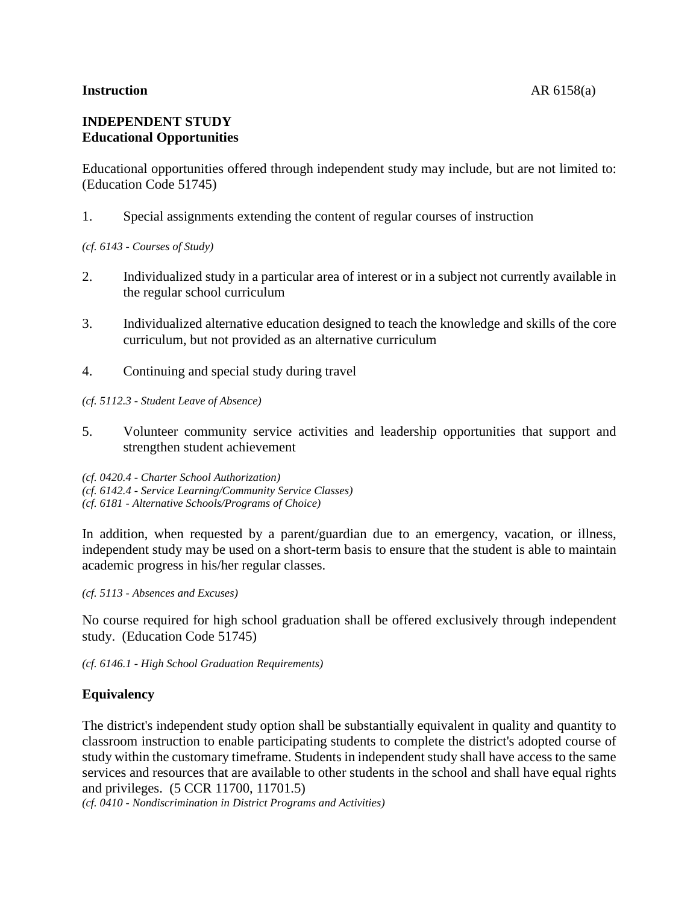**Instruction** AR 6158(a)

**INDEPENDENT STUDY**
**Educational Opportunities**

Educational opportunities offered through independent study may include, but are not limited to: (Education Code 51745)

1. Special assignments extending the content of regular courses of instruction

*(cf. 6143 - Courses of Study)*

2. Individualized study in a particular area of interest or in a subject not currently available in the regular school curriculum

3. Individualized alternative education designed to teach the knowledge and skills of the core curriculum, but not provided as an alternative curriculum

4. Continuing and special study during travel

*(cf. 5112.3 - Student Leave of Absence)*

5. Volunteer community service activities and leadership opportunities that support and strengthen student achievement

*(cf. 0420.4 - Charter School Authorization)*
*(cf. 6142.4 - Service Learning/Community Service Classes)*
*(cf. 6181 - Alternative Schools/Programs of Choice)*

In addition, when requested by a parent/guardian due to an emergency, vacation, or illness, independent study may be used on a short-term basis to ensure that the student is able to maintain academic progress in his/her regular classes.

*(cf. 5113 - Absences and Excuses)*

No course required for high school graduation shall be offered exclusively through independent study. (Education Code 51745)

*(cf. 6146.1 - High School Graduation Requirements)*

## Equivalency

The district's independent study option shall be substantially equivalent in quality and quantity to classroom instruction to enable participating students to complete the district's adopted course of study within the customary timeframe. Students in independent study shall have access to the same services and resources that are available to other students in the school and shall have equal rights and privileges. (5 CCR 11700, 11701.5)

*(cf. 0410 - Nondiscrimination in District Programs and Activities)*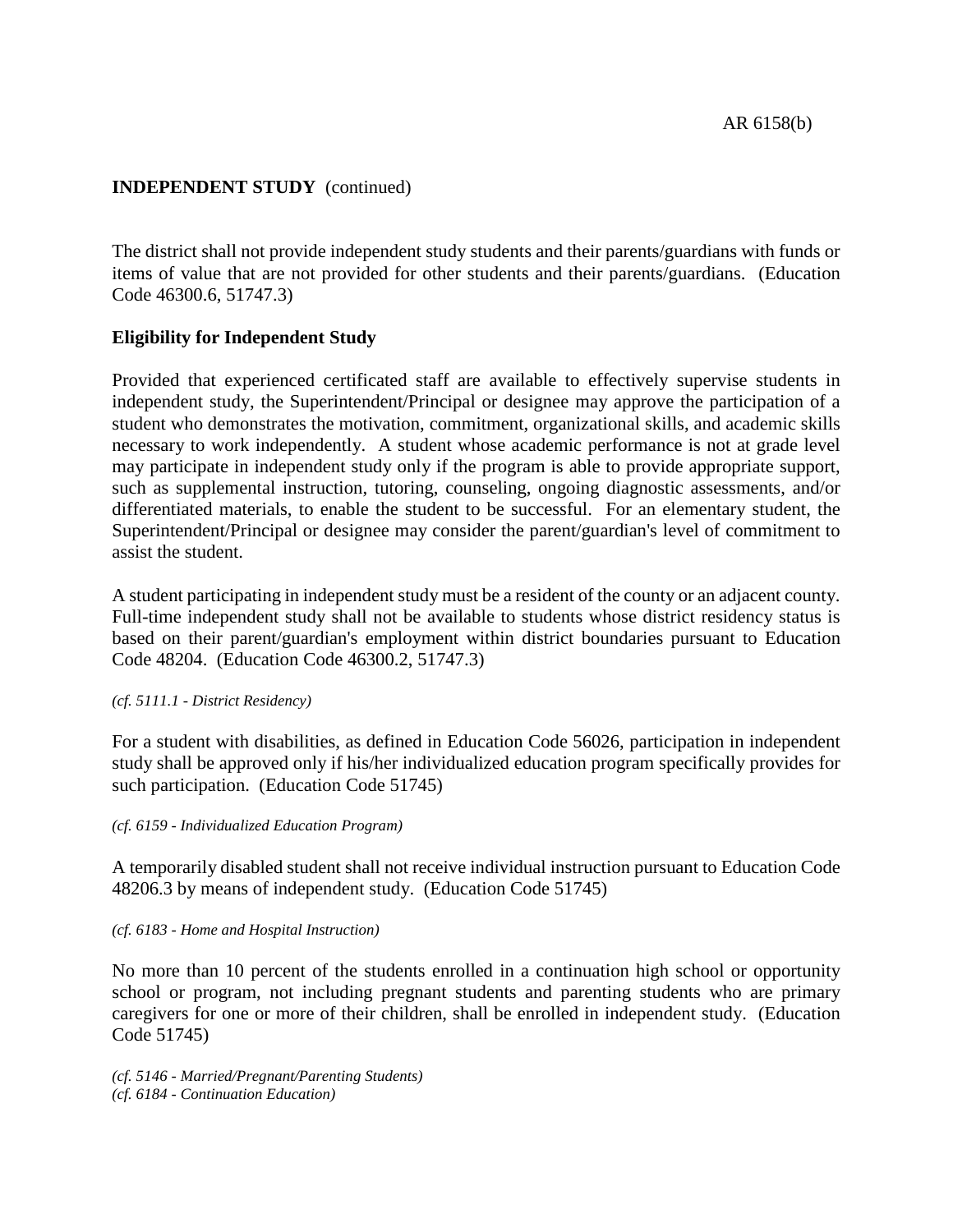**INDEPENDENT STUDY** (continued)

The district shall not provide independent study students and their parents/guardians with funds or items of value that are not provided for other students and their parents/guardians. (Education Code 46300.6, 51747.3)

**Eligibility for Independent Study**

Provided that experienced certificated staff are available to effectively supervise students in independent study, the Superintendent/Principal or designee may approve the participation of a student who demonstrates the motivation, commitment, organizational skills, and academic skills necessary to work independently. A student whose academic performance is not at grade level may participate in independent study only if the program is able to provide appropriate support, such as supplemental instruction, tutoring, counseling, ongoing diagnostic assessments, and/or differentiated materials, to enable the student to be successful. For an elementary student, the Superintendent/Principal or designee may consider the parent/guardian's level of commitment to assist the student.

A student participating in independent study must be a resident of the county or an adjacent county. Full-time independent study shall not be available to students whose district residency status is based on their parent/guardian's employment within district boundaries pursuant to Education Code 48204. (Education Code 46300.2, 51747.3)

*(cf. 5111.1 - District Residency)*

For a student with disabilities, as defined in Education Code 56026, participation in independent study shall be approved only if his/her individualized education program specifically provides for such participation. (Education Code 51745)

*(cf. 6159 - Individualized Education Program)*

A temporarily disabled student shall not receive individual instruction pursuant to Education Code 48206.3 by means of independent study. (Education Code 51745)

*(cf. 6183 - Home and Hospital Instruction)*

No more than 10 percent of the students enrolled in a continuation high school or opportunity school or program, not including pregnant students and parenting students who are primary caregivers for one or more of their children, shall be enrolled in independent study. (Education Code 51745)

*(cf. 5146 - Married/Pregnant/Parenting Students)*
*(cf. 6184 - Continuation Education)*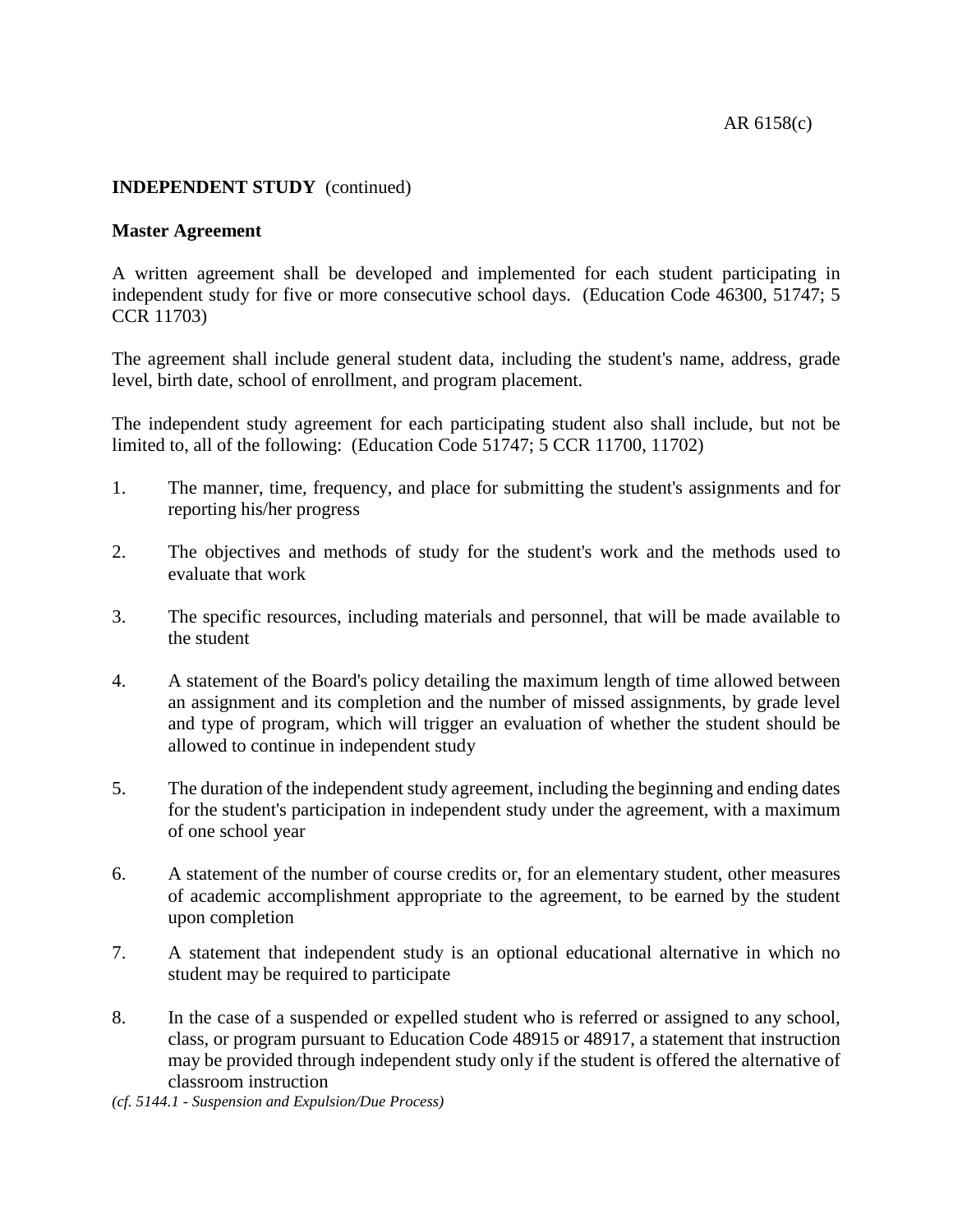**INDEPENDENT STUDY** (continued)

**Master Agreement**

A written agreement shall be developed and implemented for each student participating in independent study for five or more consecutive school days. (Education Code 46300, 51747; 5 CCR 11703)

The agreement shall include general student data, including the student's name, address, grade level, birth date, school of enrollment, and program placement.

The independent study agreement for each participating student also shall include, but not be limited to, all of the following: (Education Code 51747; 5 CCR 11700, 11702)

1. The manner, time, frequency, and place for submitting the student's assignments and for reporting his/her progress

2. The objectives and methods of study for the student's work and the methods used to evaluate that work

3. The specific resources, including materials and personnel, that will be made available to the student

4. A statement of the Board's policy detailing the maximum length of time allowed between an assignment and its completion and the number of missed assignments, by grade level and type of program, which will trigger an evaluation of whether the student should be allowed to continue in independent study

5. The duration of the independent study agreement, including the beginning and ending dates for the student's participation in independent study under the agreement, with a maximum of one school year

6. A statement of the number of course credits or, for an elementary student, other measures of academic accomplishment appropriate to the agreement, to be earned by the student upon completion

7. A statement that independent study is an optional educational alternative in which no student may be required to participate

8. In the case of a suspended or expelled student who is referred or assigned to any school, class, or program pursuant to Education Code 48915 or 48917, a statement that instruction may be provided through independent study only if the student is offered the alternative of classroom instruction

*(cf. 5144.1 - Suspension and Expulsion/Due Process)*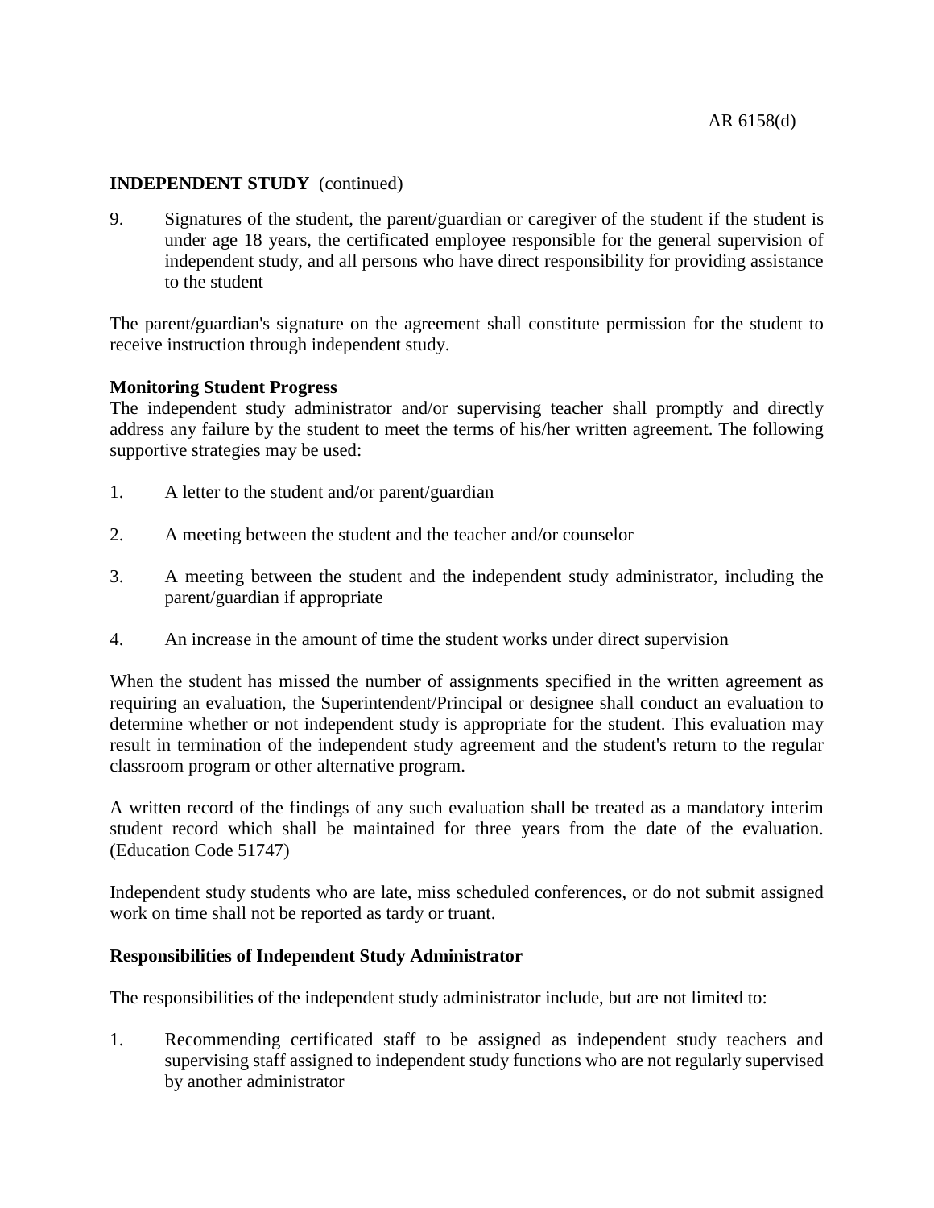**INDEPENDENT STUDY** (continued)

9. Signatures of the student, the parent/guardian or caregiver of the student if the student is under age 18 years, the certificated employee responsible for the general supervision of independent study, and all persons who have direct responsibility for providing assistance to the student

The parent/guardian's signature on the agreement shall constitute permission for the student to receive instruction through independent study.

**Monitoring Student Progress**

The independent study administrator and/or supervising teacher shall promptly and directly address any failure by the student to meet the terms of his/her written agreement. The following supportive strategies may be used:

1. A letter to the student and/or parent/guardian

2. A meeting between the student and the teacher and/or counselor

3. A meeting between the student and the independent study administrator, including the parent/guardian if appropriate

4. An increase in the amount of time the student works under direct supervision

When the student has missed the number of assignments specified in the written agreement as requiring an evaluation, the Superintendent/Principal or designee shall conduct an evaluation to determine whether or not independent study is appropriate for the student. This evaluation may result in termination of the independent study agreement and the student's return to the regular classroom program or other alternative program.

A written record of the findings of any such evaluation shall be treated as a mandatory interim student record which shall be maintained for three years from the date of the evaluation. (Education Code 51747)

Independent study students who are late, miss scheduled conferences, or do not submit assigned work on time shall not be reported as tardy or truant.

**Responsibilities of Independent Study Administrator**

The responsibilities of the independent study administrator include, but are not limited to:

1. Recommending certificated staff to be assigned as independent study teachers and supervising staff assigned to independent study functions who are not regularly supervised by another administrator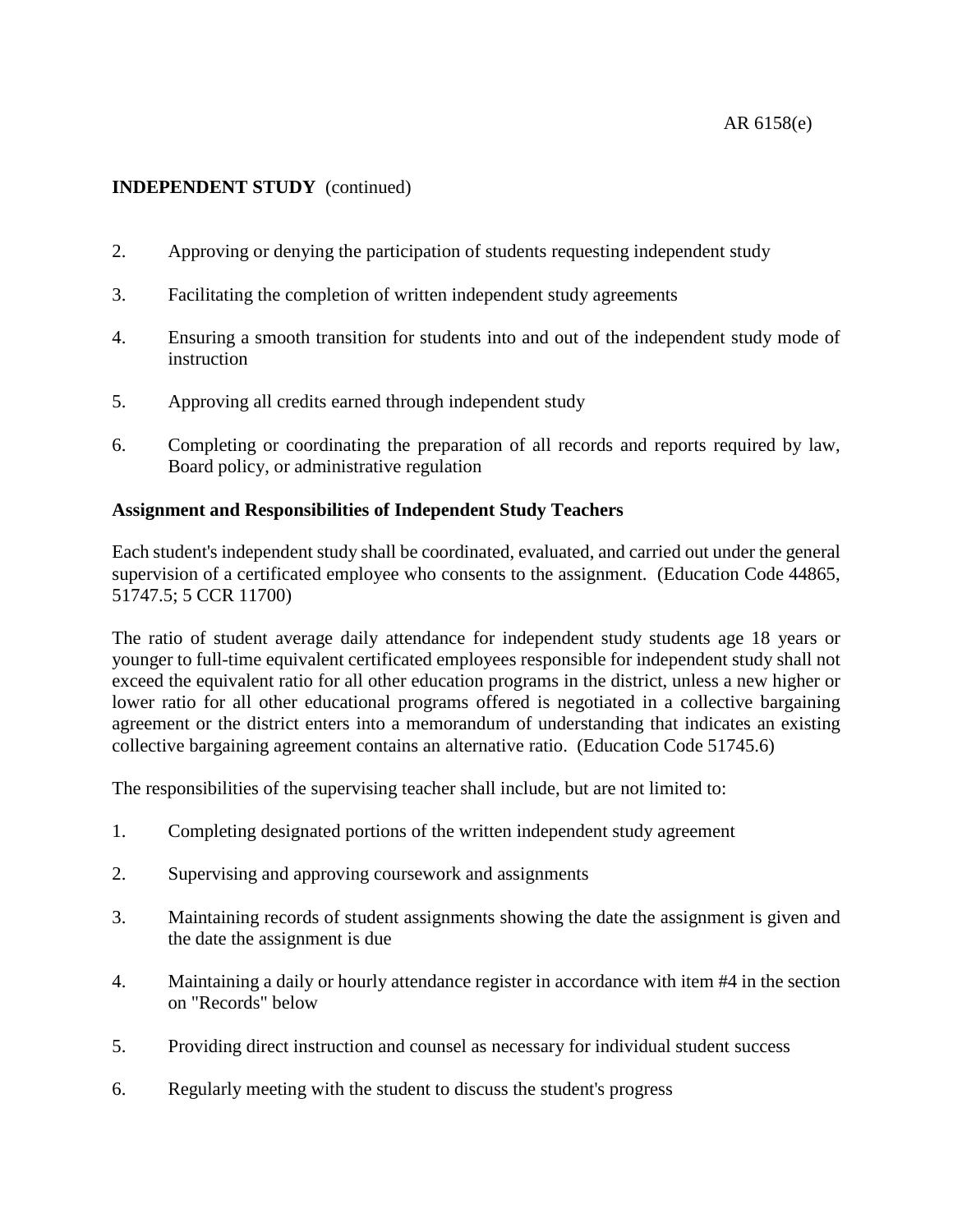**INDEPENDENT STUDY** (continued)

2. Approving or denying the participation of students requesting independent study

3. Facilitating the completion of written independent study agreements

4. Ensuring a smooth transition for students into and out of the independent study mode of instruction

5. Approving all credits earned through independent study

6. Completing or coordinating the preparation of all records and reports required by law, Board policy, or administrative regulation

**Assignment and Responsibilities of Independent Study Teachers**

Each student's independent study shall be coordinated, evaluated, and carried out under the general supervision of a certificated employee who consents to the assignment. (Education Code 44865, 51747.5; 5 CCR 11700)

The ratio of student average daily attendance for independent study students age 18 years or younger to full-time equivalent certificated employees responsible for independent study shall not exceed the equivalent ratio for all other education programs in the district, unless a new higher or lower ratio for all other educational programs offered is negotiated in a collective bargaining agreement or the district enters into a memorandum of understanding that indicates an existing collective bargaining agreement contains an alternative ratio. (Education Code 51745.6)

The responsibilities of the supervising teacher shall include, but are not limited to:

1. Completing designated portions of the written independent study agreement

2. Supervising and approving coursework and assignments

3. Maintaining records of student assignments showing the date the assignment is given and the date the assignment is due

4. Maintaining a daily or hourly attendance register in accordance with item #4 in the section on "Records" below

5. Providing direct instruction and counsel as necessary for individual student success

6. Regularly meeting with the student to discuss the student's progress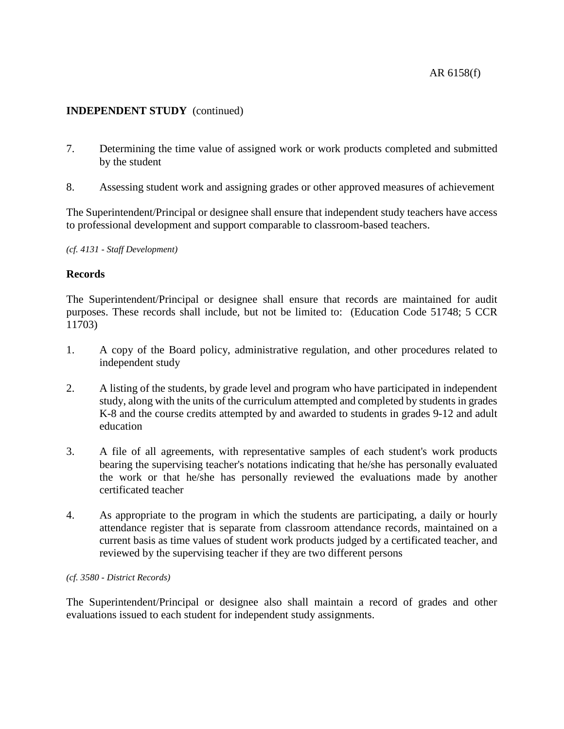**INDEPENDENT STUDY** (continued)

7. Determining the time value of assigned work or work products completed and submitted by the student

8. Assessing student work and assigning grades or other approved measures of achievement

The Superintendent/Principal or designee shall ensure that independent study teachers have access to professional development and support comparable to classroom-based teachers.

*(cf. 4131 - Staff Development)*

**Records**

The Superintendent/Principal or designee shall ensure that records are maintained for audit purposes. These records shall include, but not be limited to: (Education Code 51748; 5 CCR 11703)

1. A copy of the Board policy, administrative regulation, and other procedures related to independent study

2. A listing of the students, by grade level and program who have participated in independent study, along with the units of the curriculum attempted and completed by students in grades K-8 and the course credits attempted by and awarded to students in grades 9-12 and adult education

3. A file of all agreements, with representative samples of each student's work products bearing the supervising teacher's notations indicating that he/she has personally evaluated the work or that he/she has personally reviewed the evaluations made by another certificated teacher

4. As appropriate to the program in which the students are participating, a daily or hourly attendance register that is separate from classroom attendance records, maintained on a current basis as time values of student work products judged by a certificated teacher, and reviewed by the supervising teacher if they are two different persons

*(cf. 3580 - District Records)*

The Superintendent/Principal or designee also shall maintain a record of grades and other evaluations issued to each student for independent study assignments.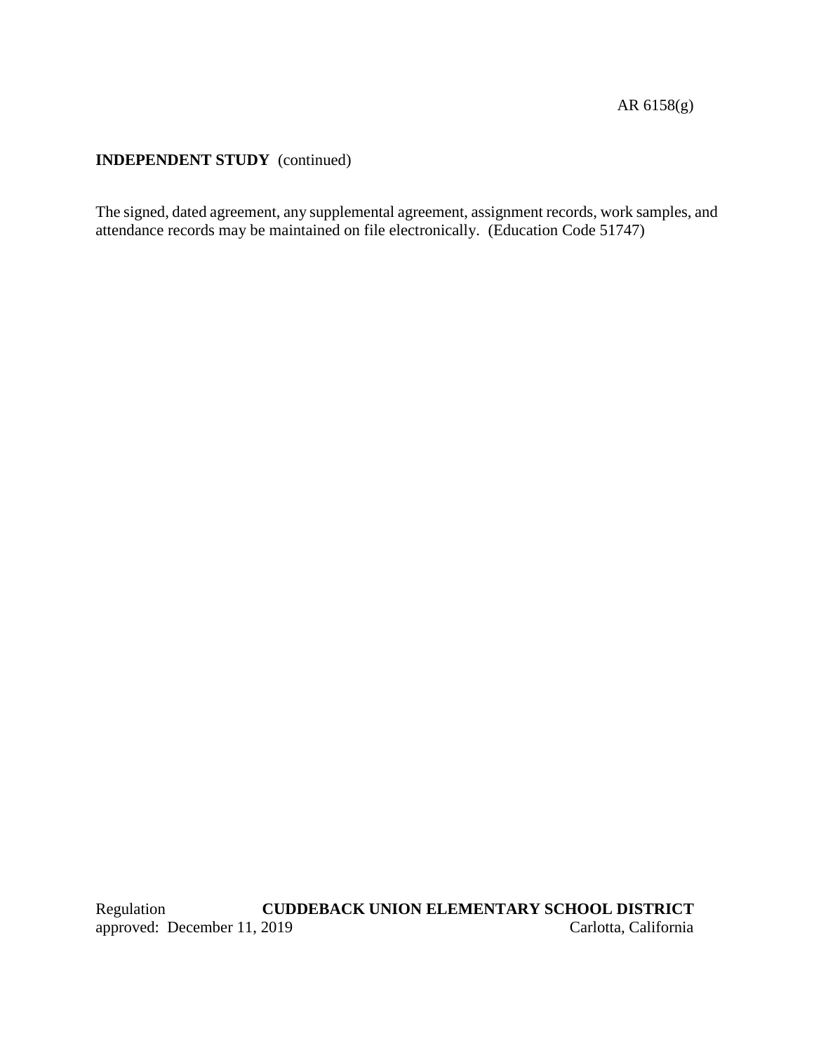**INDEPENDENT STUDY** (continued)

The signed, dated agreement, any supplemental agreement, assignment records, work samples, and attendance records may be maintained on file electronically. (Education Code 51747)

Regulation **CUDDEBACK UNION ELEMENTARY SCHOOL DISTRICT**
approved: December 11, 2019 Carlotta, California